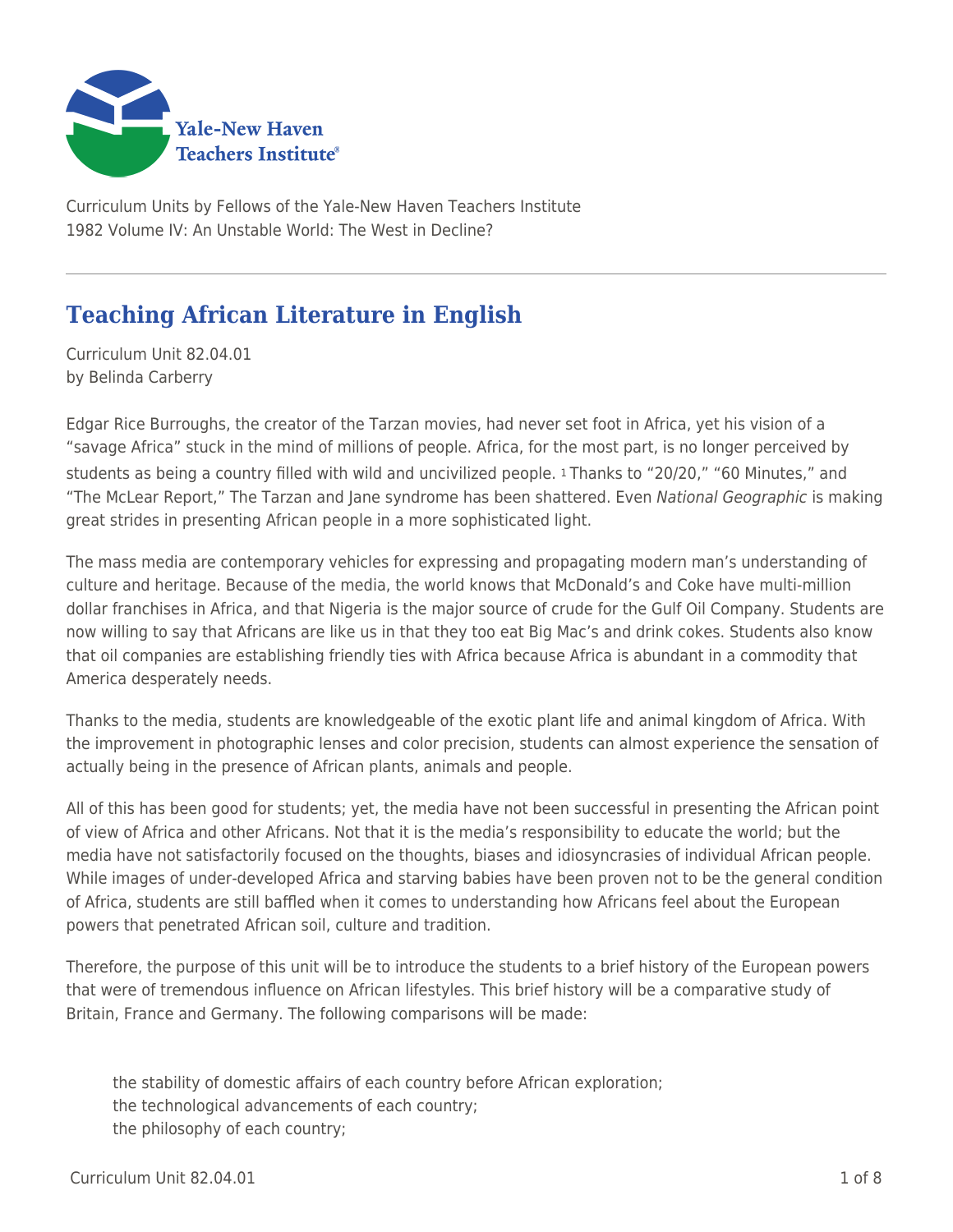Curriculum Units by Fellows of the Yale-New Haven Teachers Institute
1982 Volume IV: An Unstable World: The West in Decline?

# Teaching African Literature in English

Curriculum Unit 82.04.01
by Belinda Carberry

Edgar Rice Burroughs, the creator of the Tarzan movies, had never set foot in Africa, yet his vision of a "savage Africa" stuck in the mind of millions of people. Africa, for the most part, is no longer perceived by students as being a country filled with wild and uncivilized people. [1] Thanks to "20/20," "60 Minutes," and "The McLear Report," The Tarzan and Jane syndrome has been shattered. Even *National Geographic* is making great strides in presenting African people in a more sophisticated light.

The mass media are contemporary vehicles for expressing and propagating modern man's understanding of culture and heritage. Because of the media, the world knows that McDonald's and Coke have multi-million dollar franchises in Africa, and that Nigeria is the major source of crude for the Gulf Oil Company. Students are now willing to say that Africans are like us in that they too eat Big Mac's and drink cokes. Students also know that oil companies are establishing friendly ties with Africa because Africa is abundant in a commodity that America desperately needs.

Thanks to the media, students are knowledgeable of the exotic plant life and animal kingdom of Africa. With the improvement in photographic lenses and color precision, students can almost experience the sensation of actually being in the presence of African plants, animals and people.

All of this has been good for students; yet, the media have not been successful in presenting the African point of view of Africa and other Africans. Not that it is the media's responsibility to educate the world; but the media have not satisfactorily focused on the thoughts, biases and idiosyncrasies of individual African people. While images of under-developed Africa and starving babies have been proven not to be the general condition of Africa, students are still baffled when it comes to understanding how Africans feel about the European powers that penetrated African soil, culture and tradition.

Therefore, the purpose of this unit will be to introduce the students to a brief history of the European powers that were of tremendous influence on African lifestyles. This brief history will be a comparative study of Britain, France and Germany. The following comparisons will be made:

the stability of domestic affairs of each country before African exploration;
the technological advancements of each country;
the philosophy of each country;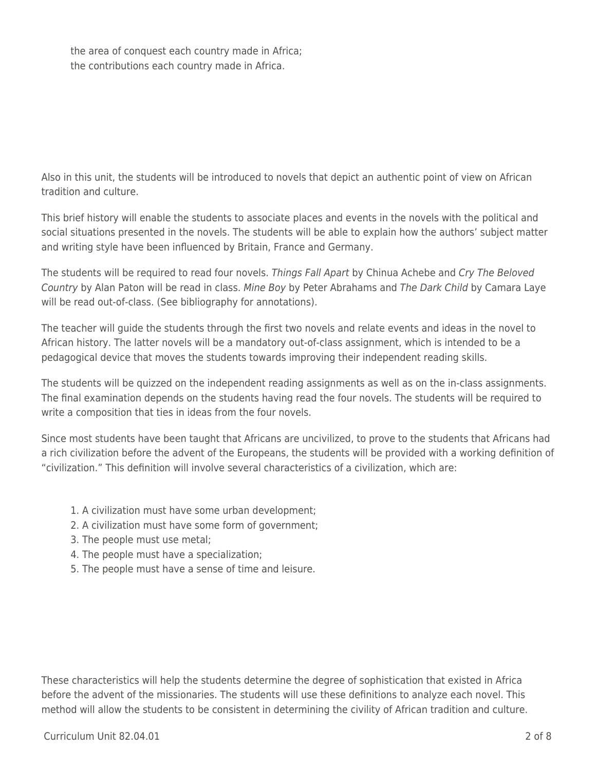the area of conquest each country made in Africa;
the contributions each country made in Africa.

Also in this unit, the students will be introduced to novels that depict an authentic point of view on African tradition and culture.

This brief history will enable the students to associate places and events in the novels with the political and social situations presented in the novels. The students will be able to explain how the authors' subject matter and writing style have been influenced by Britain, France and Germany.

The students will be required to read four novels. *Things Fall Apart* by Chinua Achebe and *Cry The Beloved Country* by Alan Paton will be read in class. *Mine Boy* by Peter Abrahams and *The Dark Child* by Camara Laye will be read out-of-class. (See bibliography for annotations).

The teacher will guide the students through the first two novels and relate events and ideas in the novel to African history. The latter novels will be a mandatory out-of-class assignment, which is intended to be a pedagogical device that moves the students towards improving their independent reading skills.

The students will be quizzed on the independent reading assignments as well as on the in-class assignments. The final examination depends on the students having read the four novels. The students will be required to write a composition that ties in ideas from the four novels.

Since most students have been taught that Africans are uncivilized, to prove to the students that Africans had a rich civilization before the advent of the Europeans, the students will be provided with a working definition of "civilization." This definition will involve several characteristics of a civilization, which are:

1. A civilization must have some urban development;
2. A civilization must have some form of government;
3. The people must use metal;
4. The people must have a specialization;
5. The people must have a sense of time and leisure.

These characteristics will help the students determine the degree of sophistication that existed in Africa before the advent of the missionaries. The students will use these definitions to analyze each novel. This method will allow the students to be consistent in determining the civility of African tradition and culture.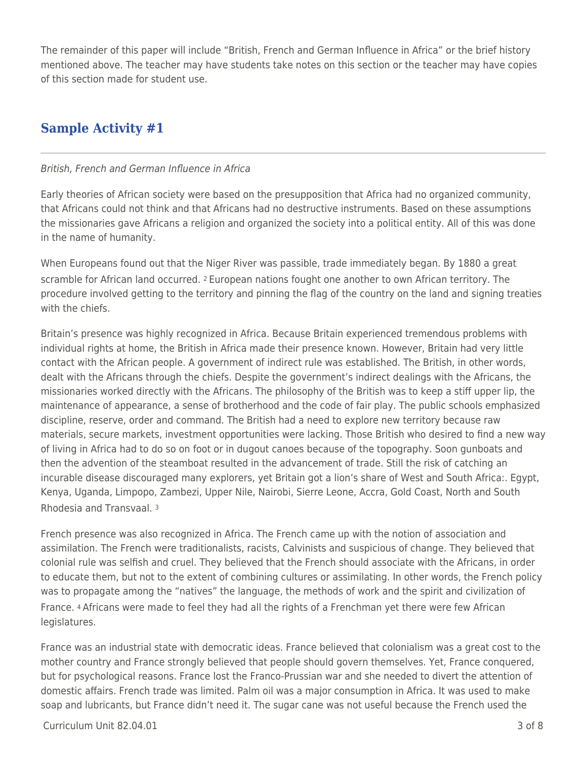The remainder of this paper will include "British, French and German Influence in Africa" or the brief history mentioned above. The teacher may have students take notes on this section or the teacher may have copies of this section made for student use.

## Sample Activity #1

*British, French and German Influence in Africa*

Early theories of African society were based on the presupposition that Africa had no organized community, that Africans could not think and that Africans had no destructive instruments. Based on these assumptions the missionaries gave Africans a religion and organized the society into a political entity. All of this was done in the name of humanity.

When Europeans found out that the Niger River was passible, trade immediately began. By 1880 a great scramble for African land occurred. [2] European nations fought one another to own African territory. The procedure involved getting to the territory and pinning the flag of the country on the land and signing treaties with the chiefs.

Britain's presence was highly recognized in Africa. Because Britain experienced tremendous problems with individual rights at home, the British in Africa made their presence known. However, Britain had very little contact with the African people. A government of indirect rule was established. The British, in other words, dealt with the Africans through the chiefs. Despite the government's indirect dealings with the Africans, the missionaries worked directly with the Africans. The philosophy of the British was to keep a stiff upper lip, the maintenance of appearance, a sense of brotherhood and the code of fair play. The public schools emphasized discipline, reserve, order and command. The British had a need to explore new territory because raw materials, secure markets, investment opportunities were lacking. Those British who desired to find a new way of living in Africa had to do so on foot or in dugout canoes because of the topography. Soon gunboats and then the advention of the steamboat resulted in the advancement of trade. Still the risk of catching an incurable disease discouraged many explorers, yet Britain got a lion's share of West and South Africa:. Egypt, Kenya, Uganda, Limpopo, Zambezi, Upper Nile, Nairobi, Sierre Leone, Accra, Gold Coast, North and South Rhodesia and Transvaal. [3]

French presence was also recognized in Africa. The French came up with the notion of association and assimilation. The French were traditionalists, racists, Calvinists and suspicious of change. They believed that colonial rule was selfish and cruel. They believed that the French should associate with the Africans, in order to educate them, but not to the extent of combining cultures or assimilating. In other words, the French policy was to propagate among the "natives" the language, the methods of work and the spirit and civilization of France. [4] Africans were made to feel they had all the rights of a Frenchman yet there were few African legislatures.

France was an industrial state with democratic ideas. France believed that colonialism was a great cost to the mother country and France strongly believed that people should govern themselves. Yet, France conquered, but for psychological reasons. France lost the Franco-Prussian war and she needed to divert the attention of domestic affairs. French trade was limited. Palm oil was a major consumption in Africa. It was used to make soap and lubricants, but France didn't need it. The sugar cane was not useful because the French used the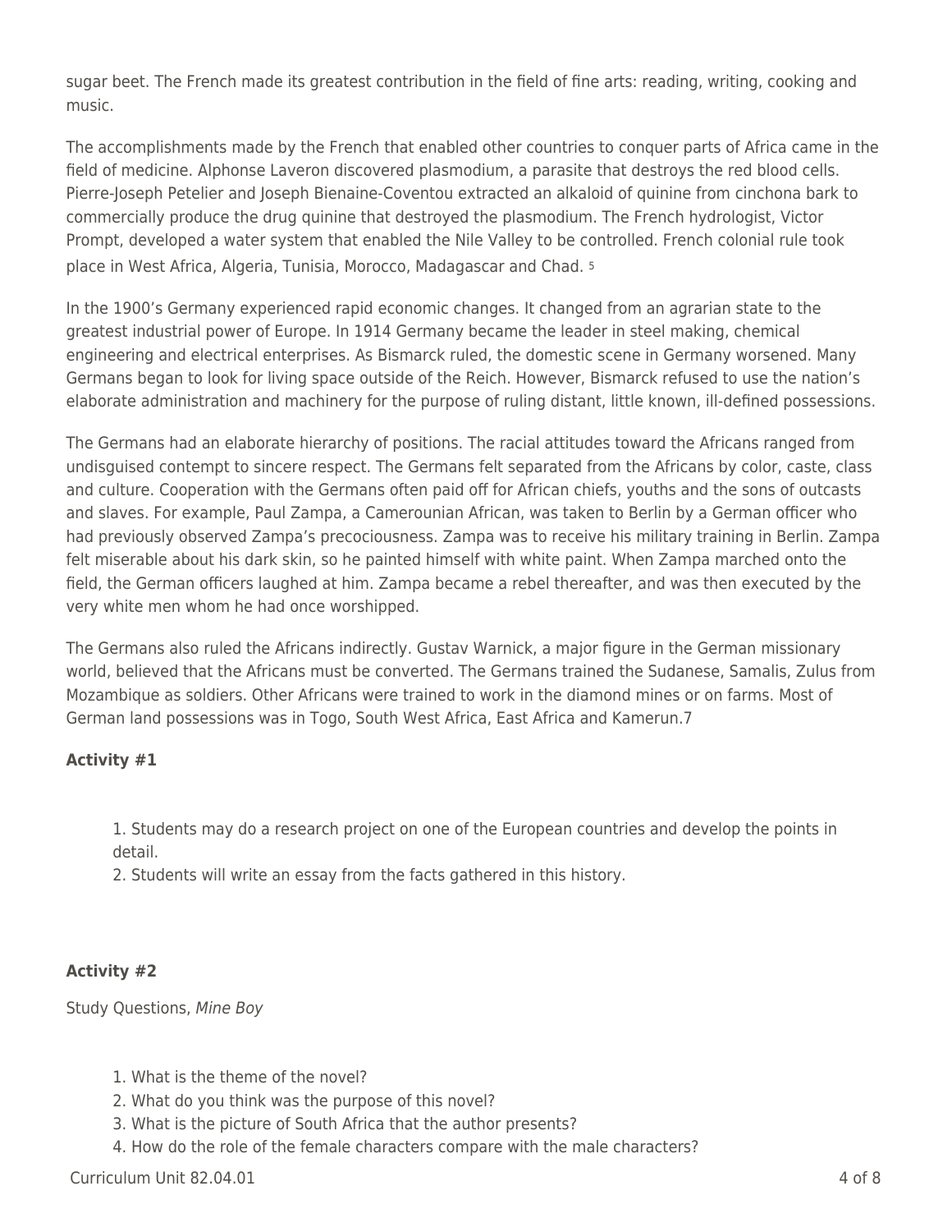sugar beet. The French made its greatest contribution in the field of fine arts: reading, writing, cooking and music.

The accomplishments made by the French that enabled other countries to conquer parts of Africa came in the field of medicine. Alphonse Laveron discovered plasmodium, a parasite that destroys the red blood cells. Pierre-Joseph Petelier and Joseph Bienaine-Coventou extracted an alkaloid of quinine from cinchona bark to commercially produce the drug quinine that destroyed the plasmodium. The French hydrologist, Victor Prompt, developed a water system that enabled the Nile Valley to be controlled. French colonial rule took place in West Africa, Algeria, Tunisia, Morocco, Madagascar and Chad. [5]

In the 1900's Germany experienced rapid economic changes. It changed from an agrarian state to the greatest industrial power of Europe. In 1914 Germany became the leader in steel making, chemical engineering and electrical enterprises. As Bismarck ruled, the domestic scene in Germany worsened. Many Germans began to look for living space outside of the Reich. However, Bismarck refused to use the nation's elaborate administration and machinery for the purpose of ruling distant, little known, ill-defined possessions.

The Germans had an elaborate hierarchy of positions. The racial attitudes toward the Africans ranged from undisguised contempt to sincere respect. The Germans felt separated from the Africans by color, caste, class and culture. Cooperation with the Germans often paid off for African chiefs, youths and the sons of outcasts and slaves. For example, Paul Zampa, a Camerounian African, was taken to Berlin by a German officer who had previously observed Zampa's precociousness. Zampa was to receive his military training in Berlin. Zampa felt miserable about his dark skin, so he painted himself with white paint. When Zampa marched onto the field, the German officers laughed at him. Zampa became a rebel thereafter, and was then executed by the very white men whom he had once worshipped.

The Germans also ruled the Africans indirectly. Gustav Warnick, a major figure in the German missionary world, believed that the Africans must be converted. The Germans trained the Sudanese, Samalis, Zulus from Mozambique as soldiers. Other Africans were trained to work in the diamond mines or on farms. Most of German land possessions was in Togo, South West Africa, East Africa and Kamerun.7

**Activity #1**

1. Students may do a research project on one of the European countries and develop the points in detail.
2. Students will write an essay from the facts gathered in this history.

**Activity #2**

Study Questions, *Mine Boy*

1. What is the theme of the novel?
2. What do you think was the purpose of this novel?
3. What is the picture of South Africa that the author presents?
4. How do the role of the female characters compare with the male characters?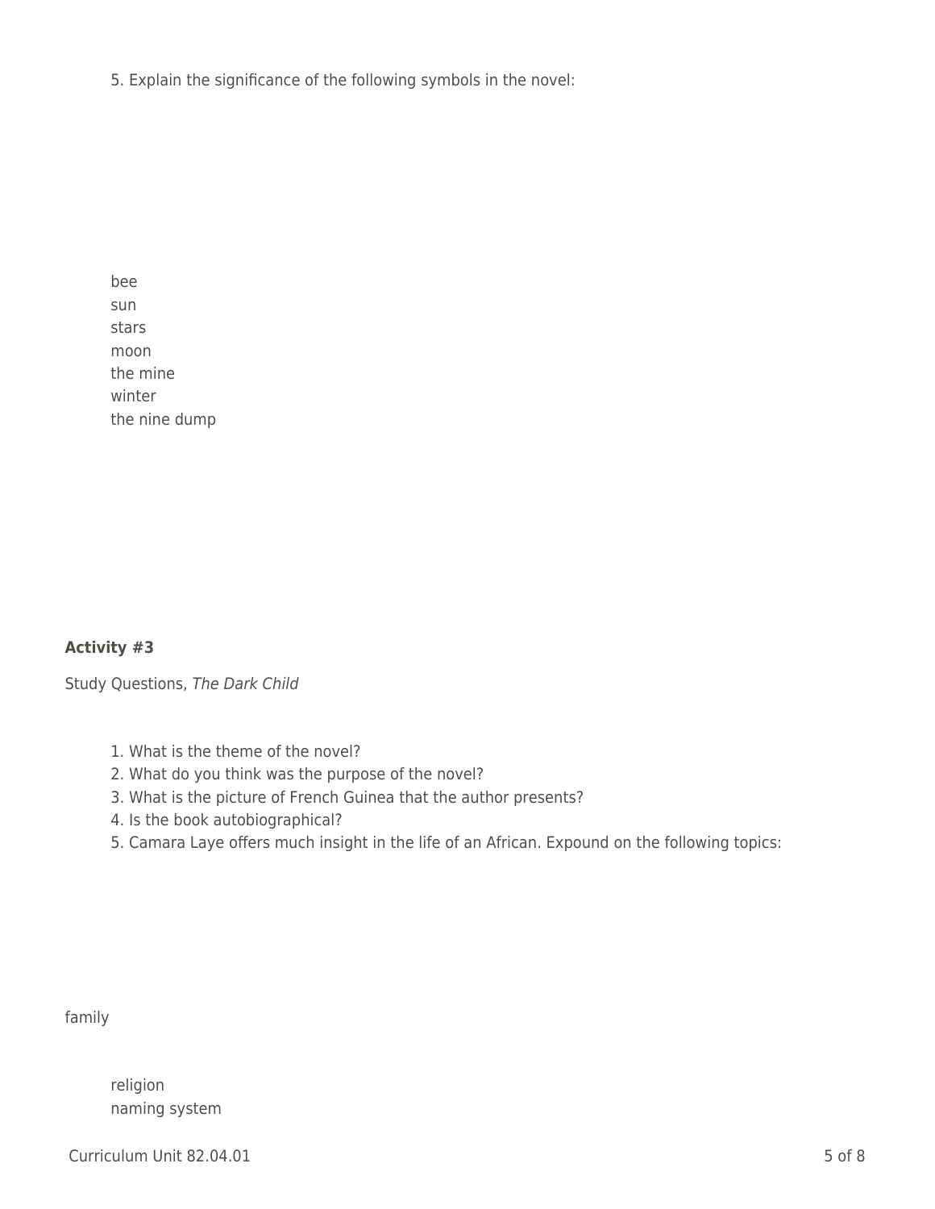5. Explain the significance of the following symbols in the novel:

- bee
- sun
- stars
- moon
- the mine
- winter
- the nine dump

**Activity #3**

Study Questions, *The Dark Child*

1. What is the theme of the novel?
2. What do you think was the purpose of the novel?
3. What is the picture of French Guinea that the author presents?
4. Is the book autobiographical?
5. Camara Laye offers much insight in the life of an African. Expound on the following topics:

family

- religion
- naming system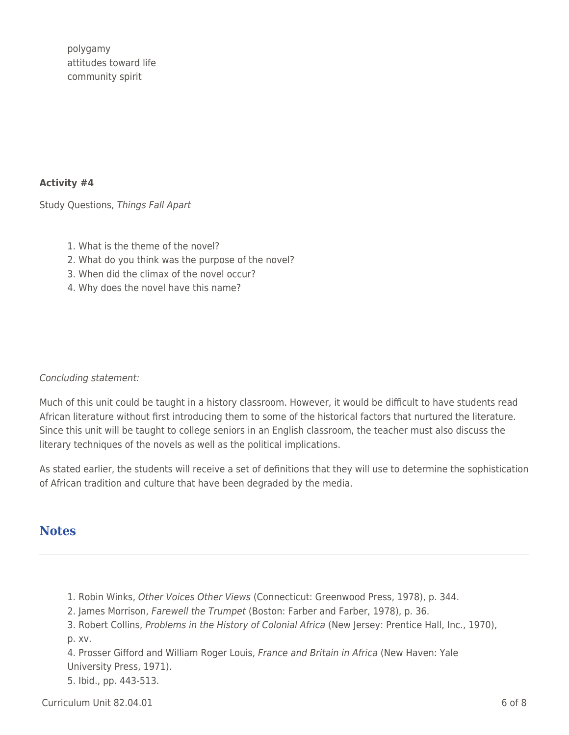polygamy
attitudes toward life
community spirit

**Activity #4**

Study Questions, *Things Fall Apart*

1. What is the theme of the novel?
2. What do you think was the purpose of the novel?
3. When did the climax of the novel occur?
4. Why does the novel have this name?

*Concluding statement:*

Much of this unit could be taught in a history classroom. However, it would be difficult to have students read African literature without first introducing them to some of the historical factors that nurtured the literature. Since this unit will be taught to college seniors in an English classroom, the teacher must also discuss the literary techniques of the novels as well as the political implications.

As stated earlier, the students will receive a set of definitions that they will use to determine the sophistication of African tradition and culture that have been degraded by the media.

## Notes

1. Robin Winks, *Other Voices Other Views* (Connecticut: Greenwood Press, 1978), p. 344.
2. James Morrison, *Farewell the Trumpet* (Boston: Farber and Farber, 1978), p. 36.
3. Robert Collins, *Problems in the History of Colonial Africa* (New Jersey: Prentice Hall, Inc., 1970), p. xv.
4. Prosser Gifford and William Roger Louis, *France and Britain in Africa* (New Haven: Yale University Press, 1971).
5. Ibid., pp. 443-513.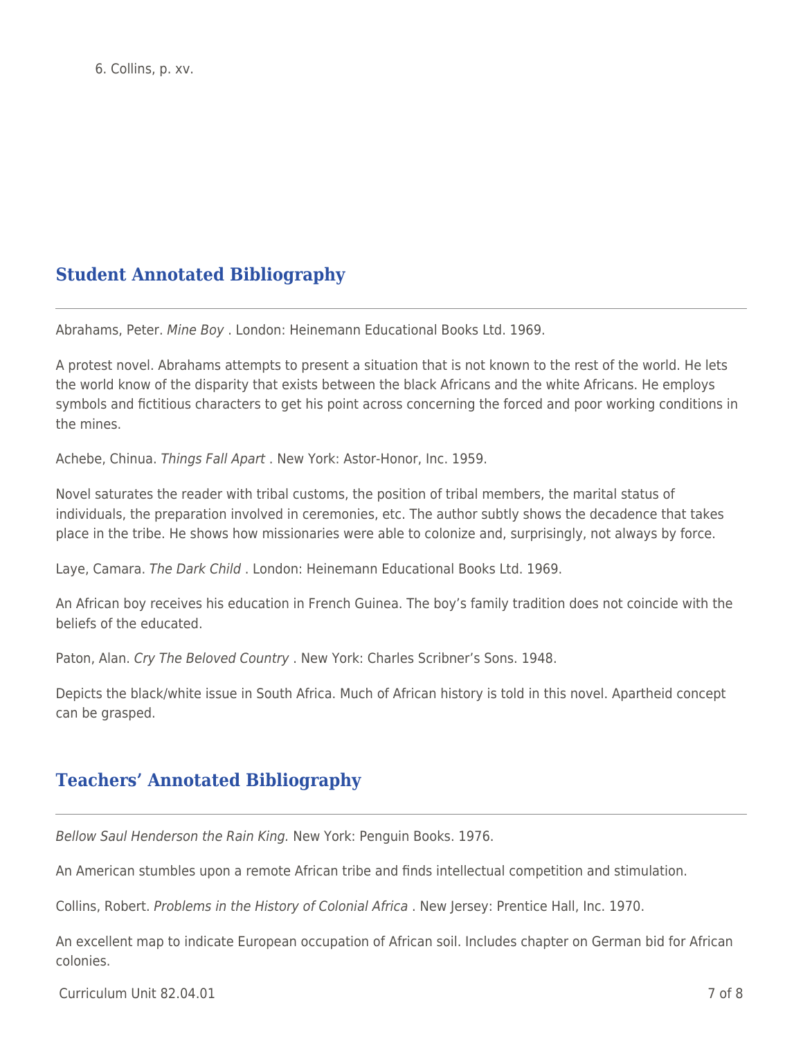6. Collins, p. xv.

## Student Annotated Bibliography

Abrahams, Peter. *Mine Boy* . London: Heinemann Educational Books Ltd. 1969.

A protest novel. Abrahams attempts to present a situation that is not known to the rest of the world. He lets the world know of the disparity that exists between the black Africans and the white Africans. He employs symbols and fictitious characters to get his point across concerning the forced and poor working conditions in the mines.

Achebe, Chinua. *Things Fall Apart* . New York: Astor-Honor, Inc. 1959.

Novel saturates the reader with tribal customs, the position of tribal members, the marital status of individuals, the preparation involved in ceremonies, etc. The author subtly shows the decadence that takes place in the tribe. He shows how missionaries were able to colonize and, surprisingly, not always by force.

Laye, Camara. *The Dark Child* . London: Heinemann Educational Books Ltd. 1969.

An African boy receives his education in French Guinea. The boy's family tradition does not coincide with the beliefs of the educated.

Paton, Alan. *Cry The Beloved Country* . New York: Charles Scribner's Sons. 1948.

Depicts the black/white issue in South Africa. Much of African history is told in this novel. Apartheid concept can be grasped.

## Teachers' Annotated Bibliography

*Bellow Saul Henderson the Rain King.* New York: Penguin Books. 1976.

An American stumbles upon a remote African tribe and finds intellectual competition and stimulation.

Collins, Robert. *Problems in the History of Colonial Africa* . New Jersey: Prentice Hall, Inc. 1970.

An excellent map to indicate European occupation of African soil. Includes chapter on German bid for African colonies.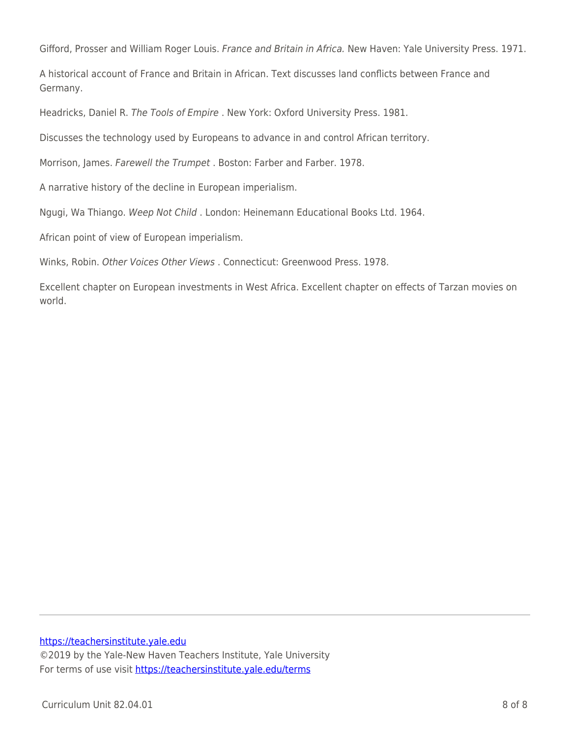Gifford, Prosser and William Roger Louis. *France and Britain in Africa.* New Haven: Yale University Press. 1971.

A historical account of France and Britain in African. Text discusses land conflicts between France and Germany.

Headricks, Daniel R. *The Tools of Empire* . New York: Oxford University Press. 1981.

Discusses the technology used by Europeans to advance in and control African territory.

Morrison, James. *Farewell the Trumpet* . Boston: Farber and Farber. 1978.

A narrative history of the decline in European imperialism.

Ngugi, Wa Thiango. *Weep Not Child* . London: Heinemann Educational Books Ltd. 1964.

African point of view of European imperialism.

Winks, Robin. *Other Voices Other Views* . Connecticut: Greenwood Press. 1978.

Excellent chapter on European investments in West Africa. Excellent chapter on effects of Tarzan movies on world.

https://teachersinstitute.yale.edu
©2019 by the Yale-New Haven Teachers Institute, Yale University
For terms of use visit https://teachersinstitute.yale.edu/terms